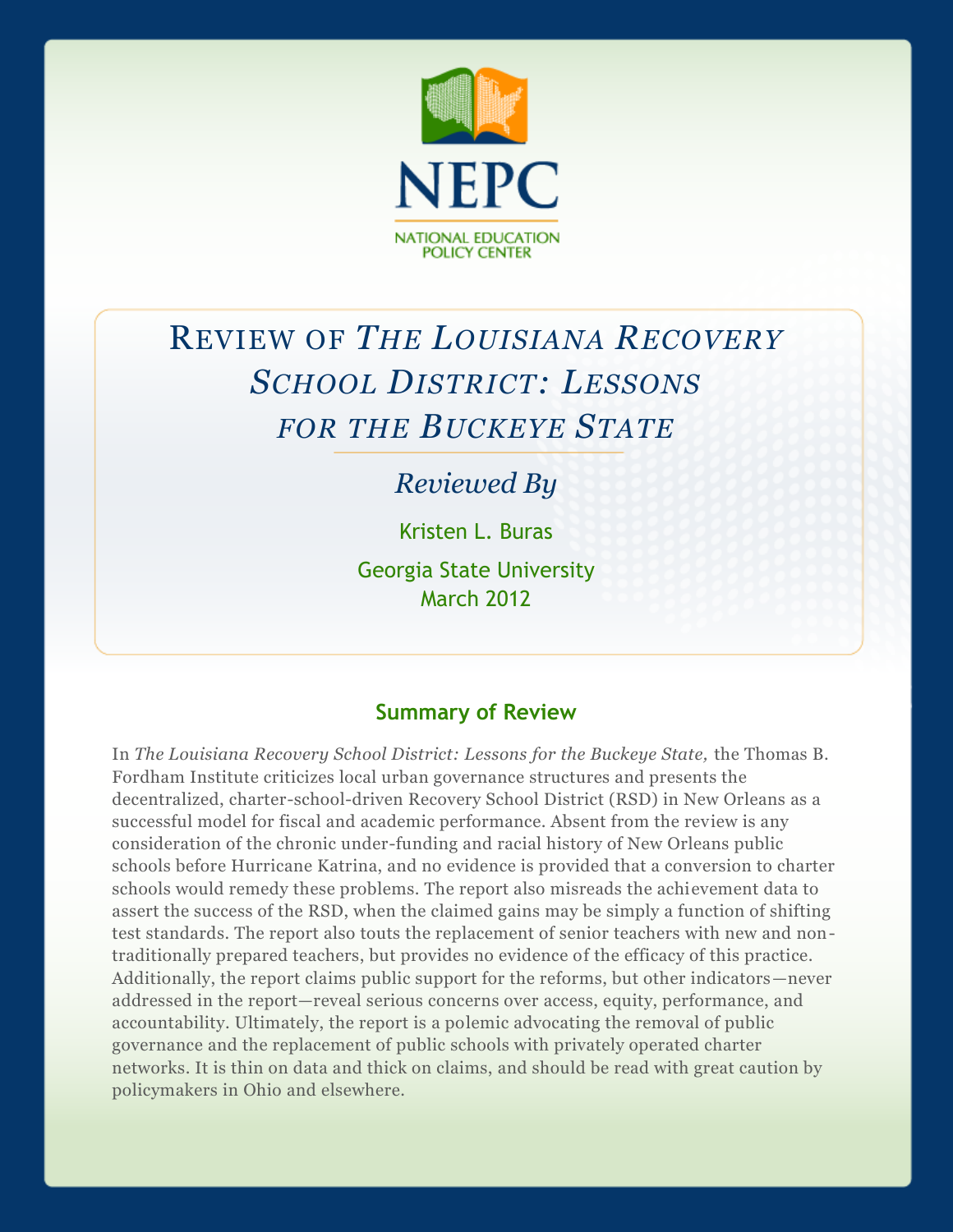NEPC

NATIONAL EDUCATION POLICY CENTER

# Review of *The Louisiana Recovery School District: Lessons for the Buckeye State*

## *Reviewed By*

Kristen L. Buras

Georgia State University

March 2012

### Summary of Review

In *The Louisiana Recovery School District: Lessons for the Buckeye State,* the Thomas B. Fordham Institute criticizes local urban governance structures and presents the decentralized, charter-school-driven Recovery School District (RSD) in New Orleans as a successful model for fiscal and academic performance. Absent from the review is any consideration of the chronic under-funding and racial history of New Orleans public schools before Hurricane Katrina, and no evidence is provided that a conversion to charter schools would remedy these problems. The report also misreads the achievement data to assert the success of the RSD, when the claimed gains may be simply a function of shifting test standards. The report also touts the replacement of senior teachers with new and non-traditionally prepared teachers, but provides no evidence of the efficacy of this practice. Additionally, the report claims public support for the reforms, but other indicators—never addressed in the report—reveal serious concerns over access, equity, performance, and accountability. Ultimately, the report is a polemic advocating the removal of public governance and the replacement of public schools with privately operated charter networks. It is thin on data and thick on claims, and should be read with great caution by policymakers in Ohio and elsewhere.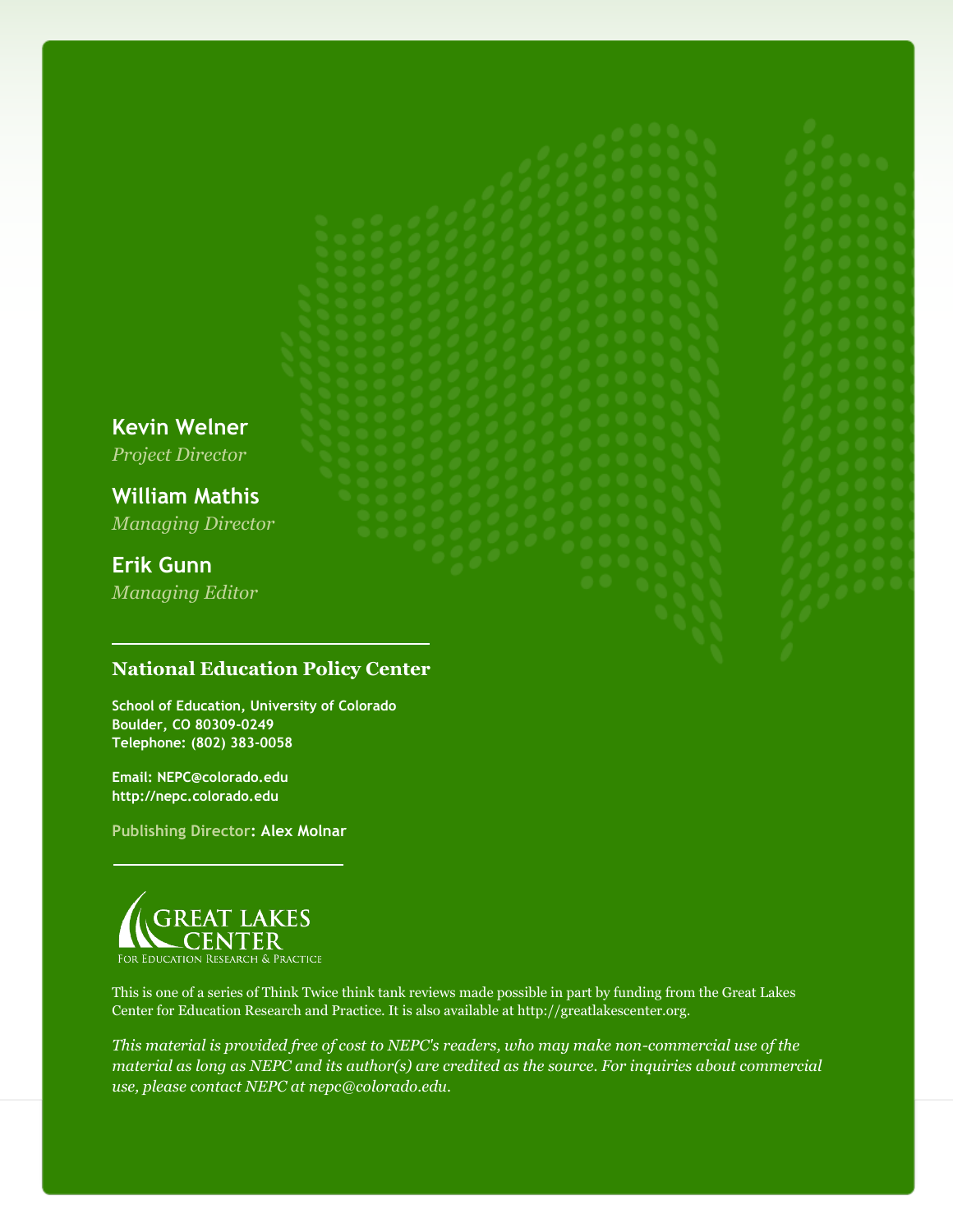**Kevin Welner**
*Project Director*

**William Mathis**
*Managing Director*

**Erik Gunn**
*Managing Editor*

---

**National Education Policy Center**

**School of Education, University of Colorado**
**Boulder, CO 80309-0249**
**Telephone: (802) 383-0058**

**Email: NEPC@colorado.edu**
**http://nepc.colorado.edu**

**Publishing Director: Alex Molnar**

---

GREAT LAKES CENTER
FOR EDUCATION RESEARCH & PRACTICE

This is one of a series of Think Twice think tank reviews made possible in part by funding from the Great Lakes Center for Education Research and Practice. It is also available at http://greatlakescenter.org.

*This material is provided free of cost to NEPC's readers, who may make non-commercial use of the material as long as NEPC and its author(s) are credited as the source. For inquiries about commercial use, please contact NEPC at nepc@colorado.edu.*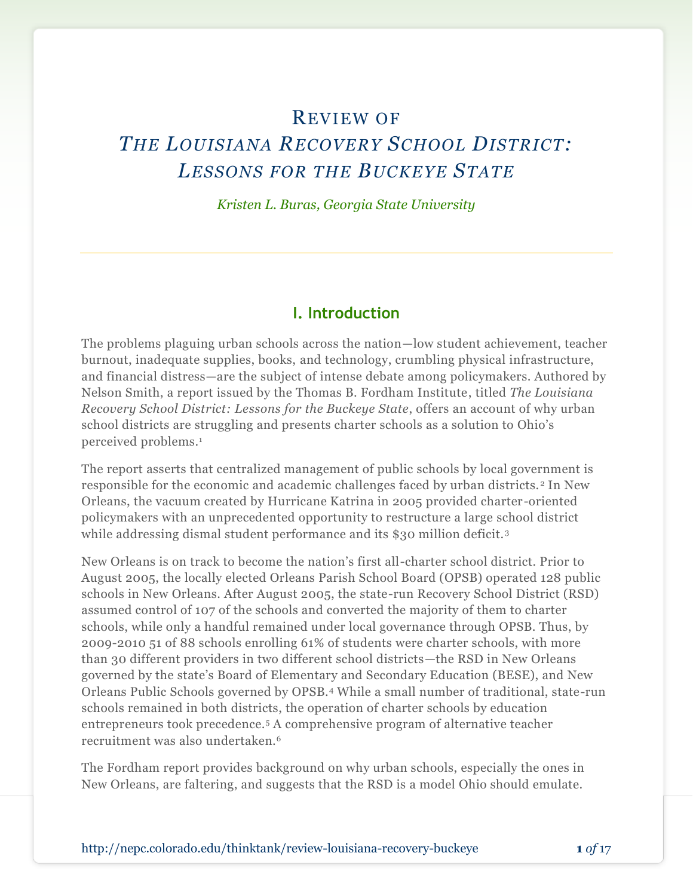# Review of *The Louisiana Recovery School District: Lessons for the Buckeye State*

*Kristen L. Buras, Georgia State University*

## I. Introduction

The problems plaguing urban schools across the nation—low student achievement, teacher burnout, inadequate supplies, books, and technology, crumbling physical infrastructure, and financial distress—are the subject of intense debate among policymakers. Authored by Nelson Smith, a report issued by the Thomas B. Fordham Institute, titled *The Louisiana Recovery School District: Lessons for the Buckeye State*, offers an account of why urban school districts are struggling and presents charter schools as a solution to Ohio's perceived problems.[1]

The report asserts that centralized management of public schools by local government is responsible for the economic and academic challenges faced by urban districts.[2] In New Orleans, the vacuum created by Hurricane Katrina in 2005 provided charter-oriented policymakers with an unprecedented opportunity to restructure a large school district while addressing dismal student performance and its $30 million deficit.[3]

New Orleans is on track to become the nation's first all-charter school district. Prior to August 2005, the locally elected Orleans Parish School Board (OPSB) operated 128 public schools in New Orleans. After August 2005, the state-run Recovery School District (RSD) assumed control of 107 of the schools and converted the majority of them to charter schools, while only a handful remained under local governance through OPSB. Thus, by 2009-2010 51 of 88 schools enrolling 61% of students were charter schools, with more than 30 different providers in two different school districts—the RSD in New Orleans governed by the state's Board of Elementary and Secondary Education (BESE), and New Orleans Public Schools governed by OPSB.[4] While a small number of traditional, state-run schools remained in both districts, the operation of charter schools by education entrepreneurs took precedence.[5] A comprehensive program of alternative teacher recruitment was also undertaken.[6]

The Fordham report provides background on why urban schools, especially the ones in New Orleans, are faltering, and suggests that the RSD is a model Ohio should emulate.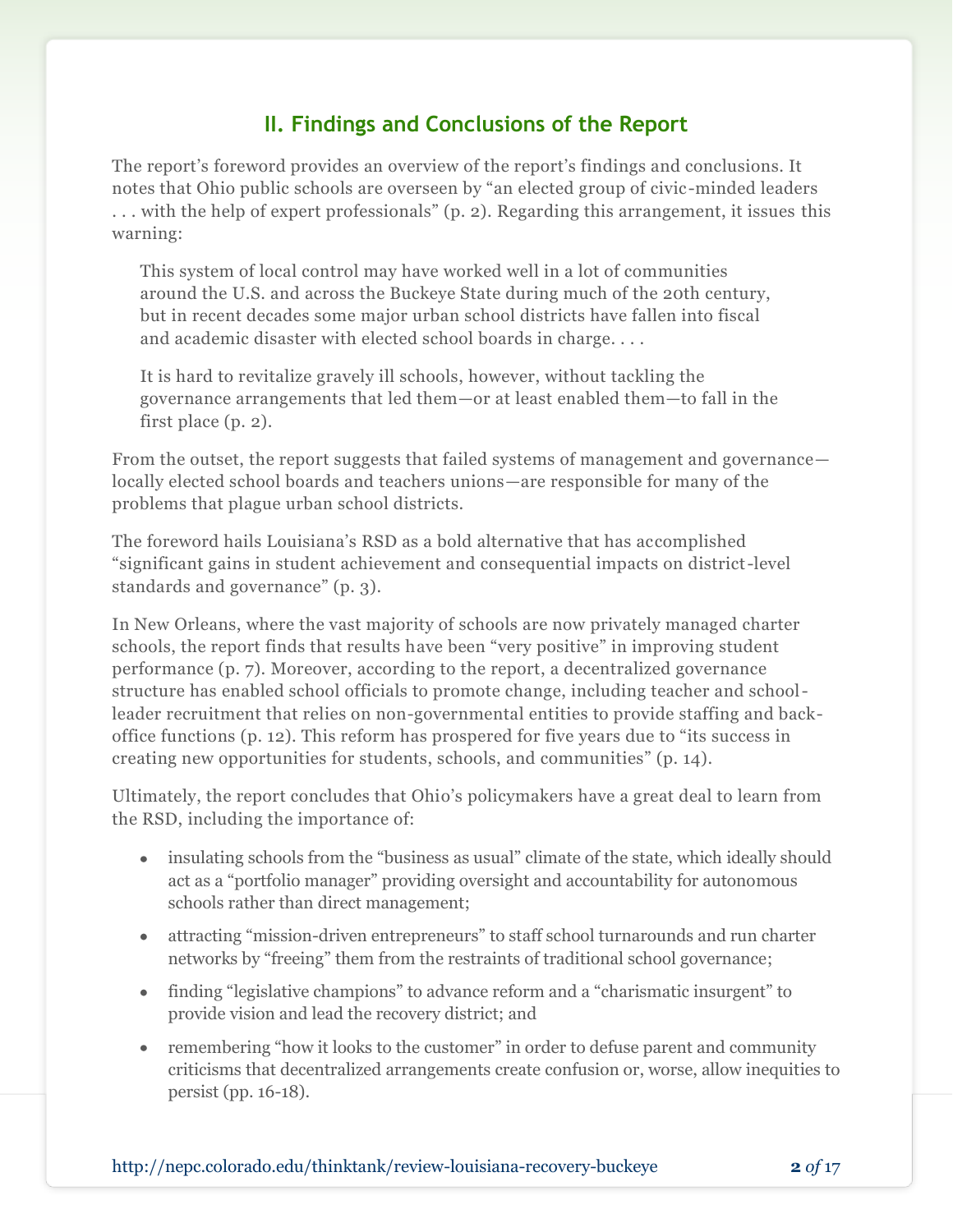## II. Findings and Conclusions of the Report

The report's foreword provides an overview of the report's findings and conclusions. It notes that Ohio public schools are overseen by "an elected group of civic-minded leaders . . . with the help of expert professionals" (p. 2). Regarding this arrangement, it issues this warning:

> This system of local control may have worked well in a lot of communities around the U.S. and across the Buckeye State during much of the 20th century, but in recent decades some major urban school districts have fallen into fiscal and academic disaster with elected school boards in charge. . . .
>
> It is hard to revitalize gravely ill schools, however, without tackling the governance arrangements that led them—or at least enabled them—to fall in the first place (p. 2).

From the outset, the report suggests that failed systems of management and governance—locally elected school boards and teachers unions—are responsible for many of the problems that plague urban school districts.

The foreword hails Louisiana's RSD as a bold alternative that has accomplished "significant gains in student achievement and consequential impacts on district-level standards and governance" (p. 3).

In New Orleans, where the vast majority of schools are now privately managed charter schools, the report finds that results have been "very positive" in improving student performance (p. 7). Moreover, according to the report, a decentralized governance structure has enabled school officials to promote change, including teacher and school-leader recruitment that relies on non-governmental entities to provide staffing and back-office functions (p. 12). This reform has prospered for five years due to "its success in creating new opportunities for students, schools, and communities" (p. 14).

Ultimately, the report concludes that Ohio's policymakers have a great deal to learn from the RSD, including the importance of:

- insulating schools from the "business as usual" climate of the state, which ideally should act as a "portfolio manager" providing oversight and accountability for autonomous schools rather than direct management;
- attracting "mission-driven entrepreneurs" to staff school turnarounds and run charter networks by "freeing" them from the restraints of traditional school governance;
- finding "legislative champions" to advance reform and a "charismatic insurgent" to provide vision and lead the recovery district; and
- remembering "how it looks to the customer" in order to defuse parent and community criticisms that decentralized arrangements create confusion or, worse, allow inequities to persist (pp. 16-18).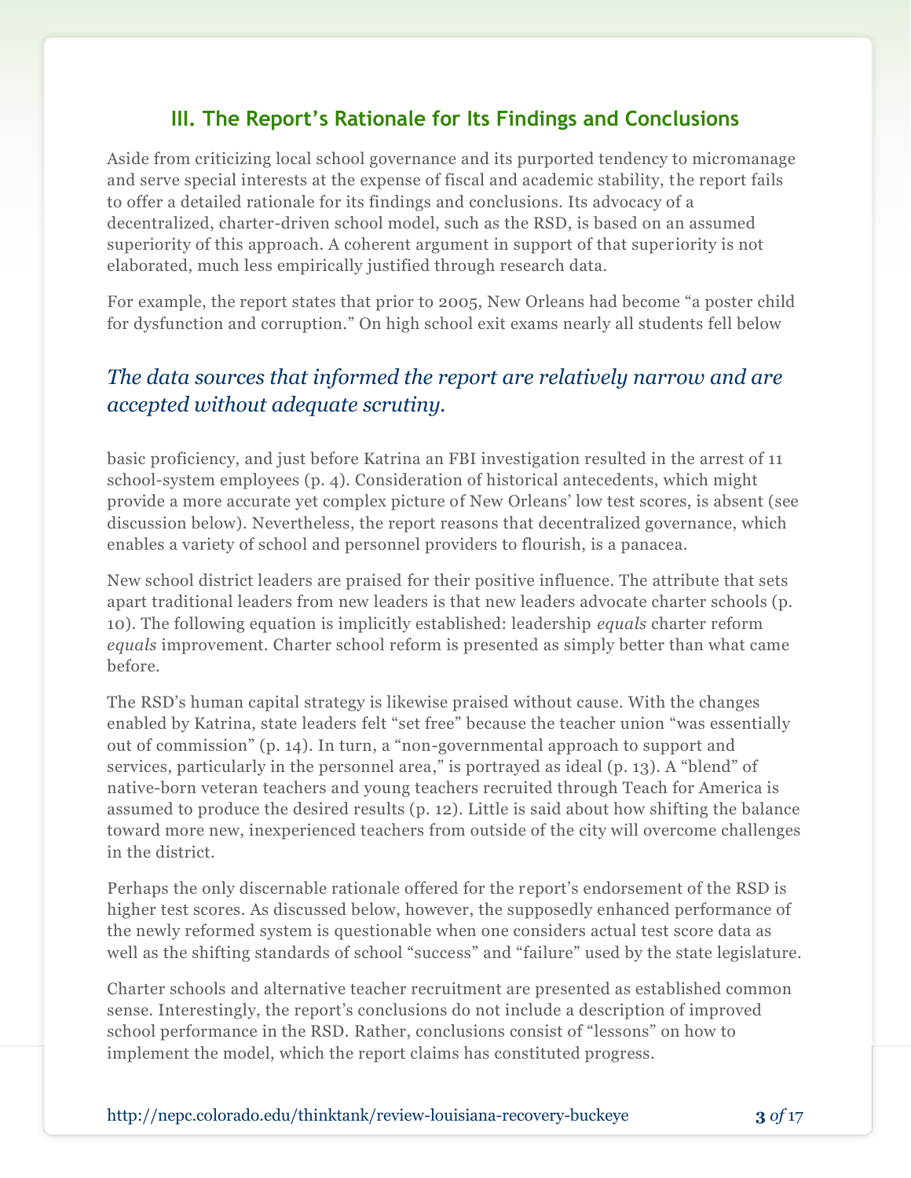## III. The Report's Rationale for Its Findings and Conclusions

Aside from criticizing local school governance and its purported tendency to micromanage and serve special interests at the expense of fiscal and academic stability, the report fails to offer a detailed rationale for its findings and conclusions. Its advocacy of a decentralized, charter-driven school model, such as the RSD, is based on an assumed superiority of this approach. A coherent argument in support of that superiority is not elaborated, much less empirically justified through research data.

For example, the report states that prior to 2005, New Orleans had become "a poster child for dysfunction and corruption." On high school exit exams nearly all students fell below basic proficiency, and just before Katrina an FBI investigation resulted in the arrest of 11 school-system employees (p. 4). Consideration of historical antecedents, which might provide a more accurate yet complex picture of New Orleans' low test scores, is absent (see discussion below). Nevertheless, the report reasons that decentralized governance, which enables a variety of school and personnel providers to flourish, is a panacea.

> *The data sources that informed the report are relatively narrow and are accepted without adequate scrutiny.*

New school district leaders are praised for their positive influence. The attribute that sets apart traditional leaders from new leaders is that new leaders advocate charter schools (p. 10). The following equation is implicitly established: leadership *equals* charter reform *equals* improvement. Charter school reform is presented as simply better than what came before.

The RSD's human capital strategy is likewise praised without cause. With the changes enabled by Katrina, state leaders felt "set free" because the teacher union "was essentially out of commission" (p. 14). In turn, a "non-governmental approach to support and services, particularly in the personnel area," is portrayed as ideal (p. 13). A "blend" of native-born veteran teachers and young teachers recruited through Teach for America is assumed to produce the desired results (p. 12). Little is said about how shifting the balance toward more new, inexperienced teachers from outside of the city will overcome challenges in the district.

Perhaps the only discernable rationale offered for the report's endorsement of the RSD is higher test scores. As discussed below, however, the supposedly enhanced performance of the newly reformed system is questionable when one considers actual test score data as well as the shifting standards of school "success" and "failure" used by the state legislature.

Charter schools and alternative teacher recruitment are presented as established common sense. Interestingly, the report's conclusions do not include a description of improved school performance in the RSD. Rather, conclusions consist of "lessons" on how to implement the model, which the report claims has constituted progress.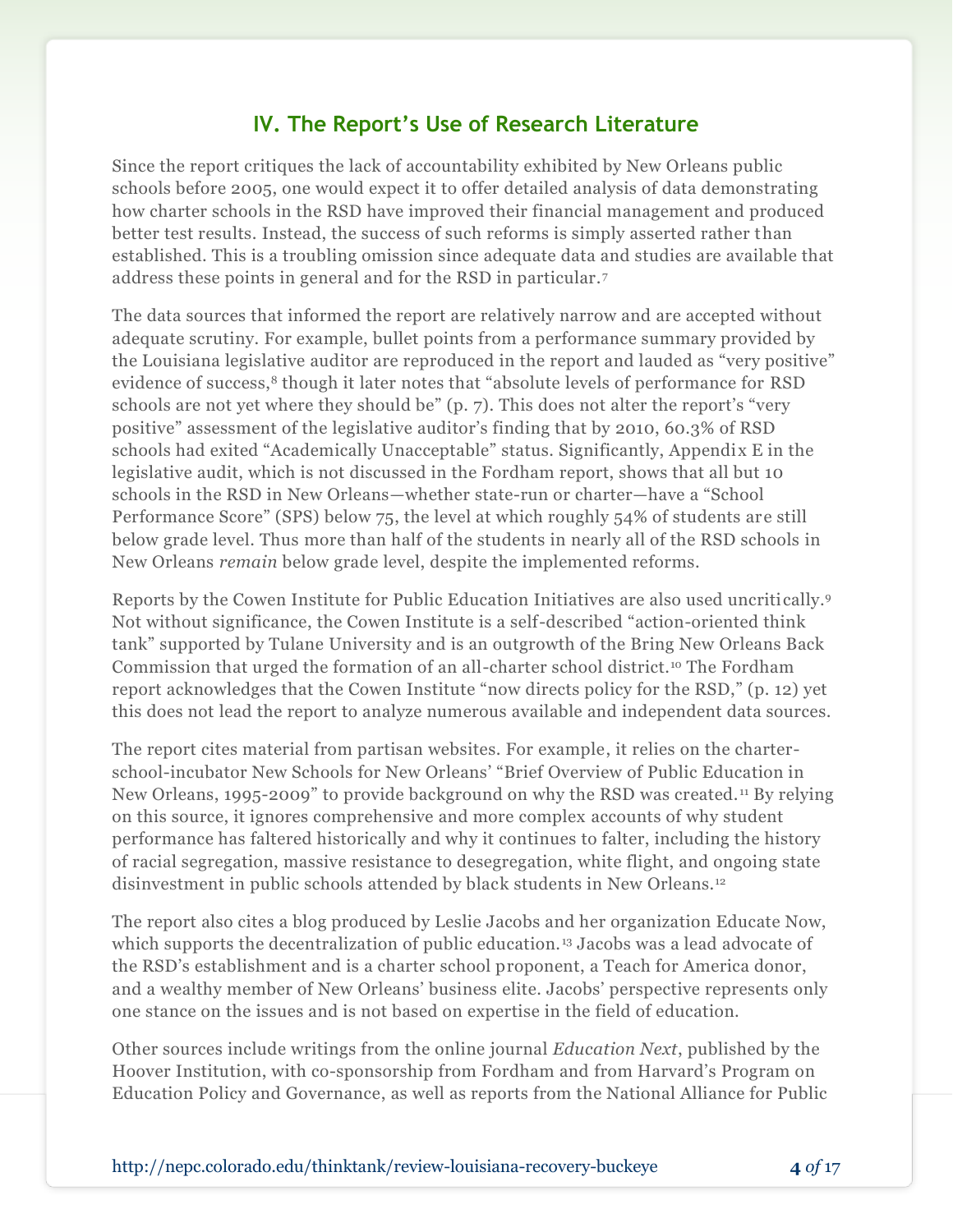## IV. The Report's Use of Research Literature

Since the report critiques the lack of accountability exhibited by New Orleans public schools before 2005, one would expect it to offer detailed analysis of data demonstrating how charter schools in the RSD have improved their financial management and produced better test results. Instead, the success of such reforms is simply asserted rather than established. This is a troubling omission since adequate data and studies are available that address these points in general and for the RSD in particular.[7]

The data sources that informed the report are relatively narrow and are accepted without adequate scrutiny. For example, bullet points from a performance summary provided by the Louisiana legislative auditor are reproduced in the report and lauded as "very positive" evidence of success,[8] though it later notes that "absolute levels of performance for RSD schools are not yet where they should be" (p. 7). This does not alter the report's "very positive" assessment of the legislative auditor's finding that by 2010, 60.3% of RSD schools had exited "Academically Unacceptable" status. Significantly, Appendix E in the legislative audit, which is not discussed in the Fordham report, shows that all but 10 schools in the RSD in New Orleans—whether state-run or charter—have a "School Performance Score" (SPS) below 75, the level at which roughly 54% of students are still below grade level. Thus more than half of the students in nearly all of the RSD schools in New Orleans *remain* below grade level, despite the implemented reforms.

Reports by the Cowen Institute for Public Education Initiatives are also used uncritically.[9] Not without significance, the Cowen Institute is a self-described "action-oriented think tank" supported by Tulane University and is an outgrowth of the Bring New Orleans Back Commission that urged the formation of an all-charter school district.[10] The Fordham report acknowledges that the Cowen Institute "now directs policy for the RSD," (p. 12) yet this does not lead the report to analyze numerous available and independent data sources.

The report cites material from partisan websites. For example, it relies on the charter-school-incubator New Schools for New Orleans' "Brief Overview of Public Education in New Orleans, 1995-2009" to provide background on why the RSD was created.[11] By relying on this source, it ignores comprehensive and more complex accounts of why student performance has faltered historically and why it continues to falter, including the history of racial segregation, massive resistance to desegregation, white flight, and ongoing state disinvestment in public schools attended by black students in New Orleans.[12]

The report also cites a blog produced by Leslie Jacobs and her organization Educate Now, which supports the decentralization of public education.[13] Jacobs was a lead advocate of the RSD's establishment and is a charter school proponent, a Teach for America donor, and a wealthy member of New Orleans' business elite. Jacobs' perspective represents only one stance on the issues and is not based on expertise in the field of education.

Other sources include writings from the online journal *Education Next*, published by the Hoover Institution, with co-sponsorship from Fordham and from Harvard's Program on Education Policy and Governance, as well as reports from the National Alliance for Public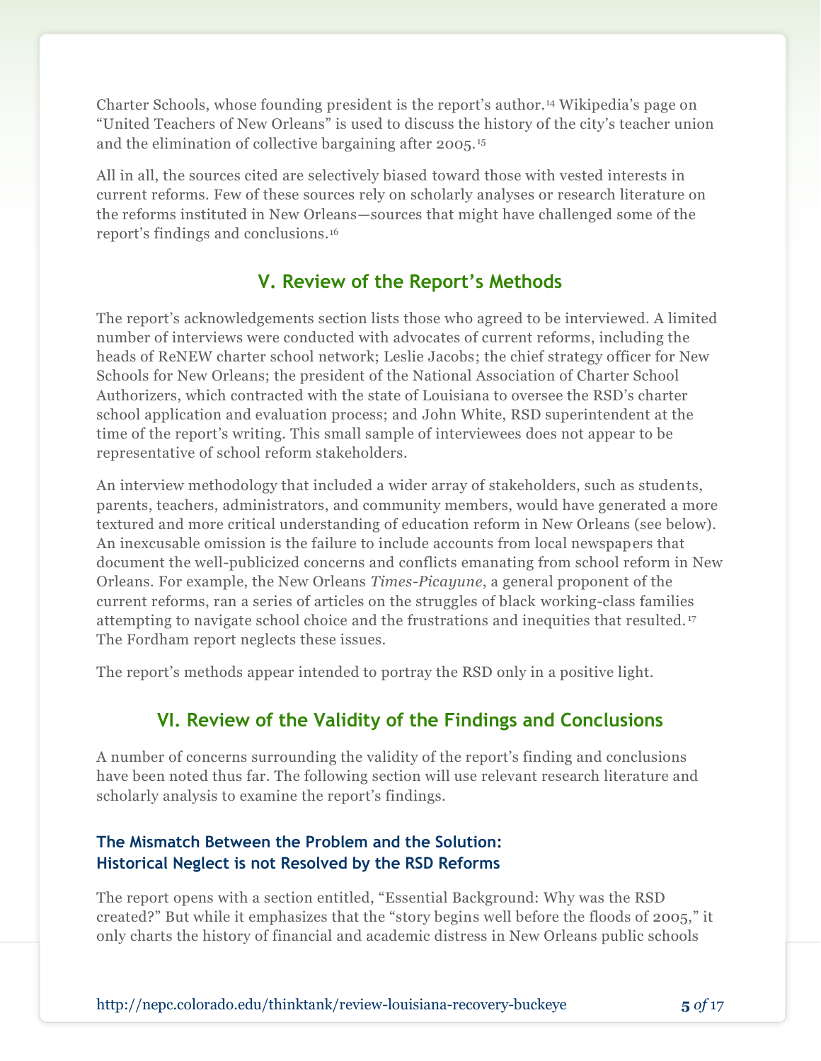Charter Schools, whose founding president is the report's author.[14] Wikipedia's page on "United Teachers of New Orleans" is used to discuss the history of the city's teacher union and the elimination of collective bargaining after 2005.[15]

All in all, the sources cited are selectively biased toward those with vested interests in current reforms. Few of these sources rely on scholarly analyses or research literature on the reforms instituted in New Orleans—sources that might have challenged some of the report's findings and conclusions.[16]

## V. Review of the Report's Methods

The report's acknowledgements section lists those who agreed to be interviewed. A limited number of interviews were conducted with advocates of current reforms, including the heads of ReNEW charter school network; Leslie Jacobs; the chief strategy officer for New Schools for New Orleans; the president of the National Association of Charter School Authorizers, which contracted with the state of Louisiana to oversee the RSD's charter school application and evaluation process; and John White, RSD superintendent at the time of the report's writing. This small sample of interviewees does not appear to be representative of school reform stakeholders.

An interview methodology that included a wider array of stakeholders, such as students, parents, teachers, administrators, and community members, would have generated a more textured and more critical understanding of education reform in New Orleans (see below). An inexcusable omission is the failure to include accounts from local newspapers that document the well-publicized concerns and conflicts emanating from school reform in New Orleans. For example, the New Orleans *Times-Picayune*, a general proponent of the current reforms, ran a series of articles on the struggles of black working-class families attempting to navigate school choice and the frustrations and inequities that resulted.[17] The Fordham report neglects these issues.

The report's methods appear intended to portray the RSD only in a positive light.

## VI. Review of the Validity of the Findings and Conclusions

A number of concerns surrounding the validity of the report's finding and conclusions have been noted thus far. The following section will use relevant research literature and scholarly analysis to examine the report's findings.

### The Mismatch Between the Problem and the Solution: Historical Neglect is not Resolved by the RSD Reforms

The report opens with a section entitled, "Essential Background: Why was the RSD created?" But while it emphasizes that the "story begins well before the floods of 2005," it only charts the history of financial and academic distress in New Orleans public schools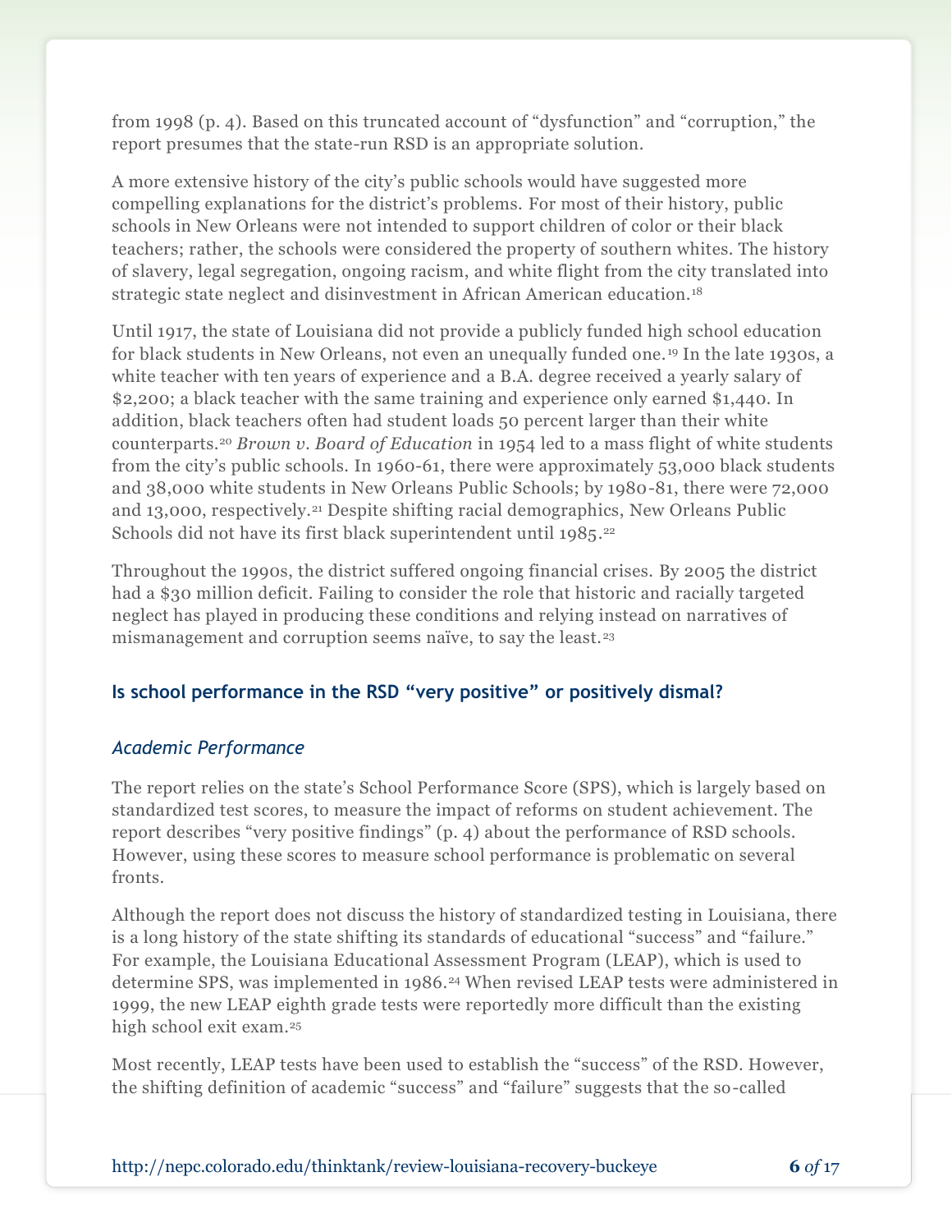from 1998 (p. 4). Based on this truncated account of "dysfunction" and "corruption," the report presumes that the state-run RSD is an appropriate solution.

A more extensive history of the city's public schools would have suggested more compelling explanations for the district's problems. For most of their history, public schools in New Orleans were not intended to support children of color or their black teachers; rather, the schools were considered the property of southern whites. The history of slavery, legal segregation, ongoing racism, and white flight from the city translated into strategic state neglect and disinvestment in African American education.[18]

Until 1917, the state of Louisiana did not provide a publicly funded high school education for black students in New Orleans, not even an unequally funded one.[19] In the late 1930s, a white teacher with ten years of experience and a B.A. degree received a yearly salary of $2,200; a black teacher with the same training and experience only earned $1,440. In addition, black teachers often had student loads 50 percent larger than their white counterparts.[20] *Brown v. Board of Education* in 1954 led to a mass flight of white students from the city's public schools. In 1960-61, there were approximately 53,000 black students and 38,000 white students in New Orleans Public Schools; by 1980-81, there were 72,000 and 13,000, respectively.[21] Despite shifting racial demographics, New Orleans Public Schools did not have its first black superintendent until 1985.[22]

Throughout the 1990s, the district suffered ongoing financial crises. By 2005 the district had a $30 million deficit. Failing to consider the role that historic and racially targeted neglect has played in producing these conditions and relying instead on narratives of mismanagement and corruption seems naïve, to say the least.[23]

## Is school performance in the RSD "very positive" or positively dismal?

### *Academic Performance*

The report relies on the state's School Performance Score (SPS), which is largely based on standardized test scores, to measure the impact of reforms on student achievement. The report describes "very positive findings" (p. 4) about the performance of RSD schools. However, using these scores to measure school performance is problematic on several fronts.

Although the report does not discuss the history of standardized testing in Louisiana, there is a long history of the state shifting its standards of educational "success" and "failure." For example, the Louisiana Educational Assessment Program (LEAP), which is used to determine SPS, was implemented in 1986.[24] When revised LEAP tests were administered in 1999, the new LEAP eighth grade tests were reportedly more difficult than the existing high school exit exam.[25]

Most recently, LEAP tests have been used to establish the "success" of the RSD. However, the shifting definition of academic "success" and "failure" suggests that the so-called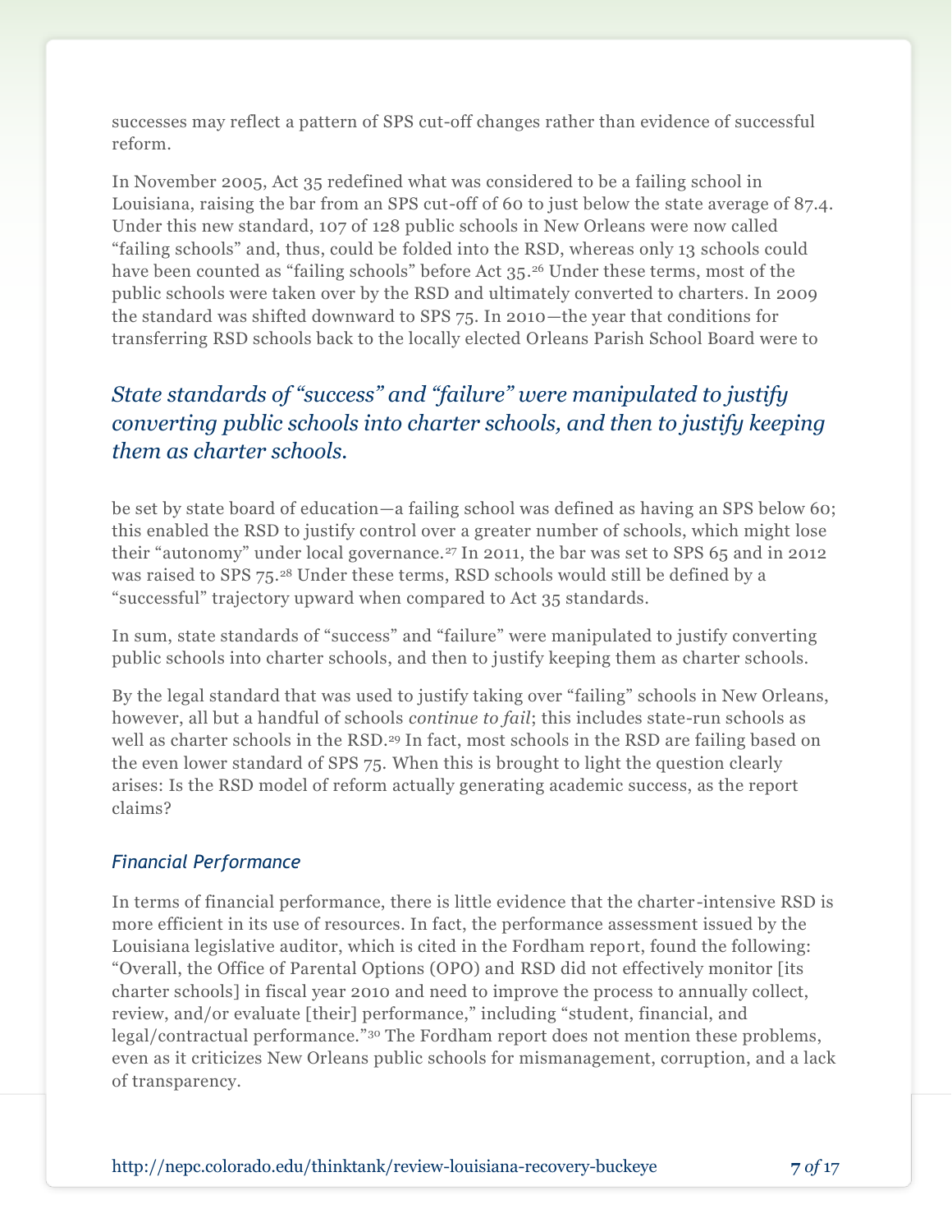successes may reflect a pattern of SPS cut-off changes rather than evidence of successful reform.

In November 2005, Act 35 redefined what was considered to be a failing school in Louisiana, raising the bar from an SPS cut-off of 60 to just below the state average of 87.4. Under this new standard, 107 of 128 public schools in New Orleans were now called "failing schools" and, thus, could be folded into the RSD, whereas only 13 schools could have been counted as "failing schools" before Act 35.[26] Under these terms, most of the public schools were taken over by the RSD and ultimately converted to charters. In 2009 the standard was shifted downward to SPS 75. In 2010—the year that conditions for transferring RSD schools back to the locally elected Orleans Parish School Board were to be set by state board of education—a failing school was defined as having an SPS below 60; this enabled the RSD to justify control over a greater number of schools, which might lose their "autonomy" under local governance.[27] In 2011, the bar was set to SPS 65 and in 2012 was raised to SPS 75.[28] Under these terms, RSD schools would still be defined by a "successful" trajectory upward when compared to Act 35 standards.

*State standards of "success" and "failure" were manipulated to justify converting public schools into charter schools, and then to justify keeping them as charter schools.*

In sum, state standards of "success" and "failure" were manipulated to justify converting public schools into charter schools, and then to justify keeping them as charter schools.

By the legal standard that was used to justify taking over "failing" schools in New Orleans, however, all but a handful of schools *continue to fail*; this includes state-run schools as well as charter schools in the RSD.[29] In fact, most schools in the RSD are failing based on the even lower standard of SPS 75. When this is brought to light the question clearly arises: Is the RSD model of reform actually generating academic success, as the report claims?

### *Financial Performance*

In terms of financial performance, there is little evidence that the charter-intensive RSD is more efficient in its use of resources. In fact, the performance assessment issued by the Louisiana legislative auditor, which is cited in the Fordham report, found the following: "Overall, the Office of Parental Options (OPO) and RSD did not effectively monitor [its charter schools] in fiscal year 2010 and need to improve the process to annually collect, review, and/or evaluate [their] performance," including "student, financial, and legal/contractual performance."[30] The Fordham report does not mention these problems, even as it criticizes New Orleans public schools for mismanagement, corruption, and a lack of transparency.

http://nepc.colorado.edu/thinktank/review-louisiana-recovery-buckeye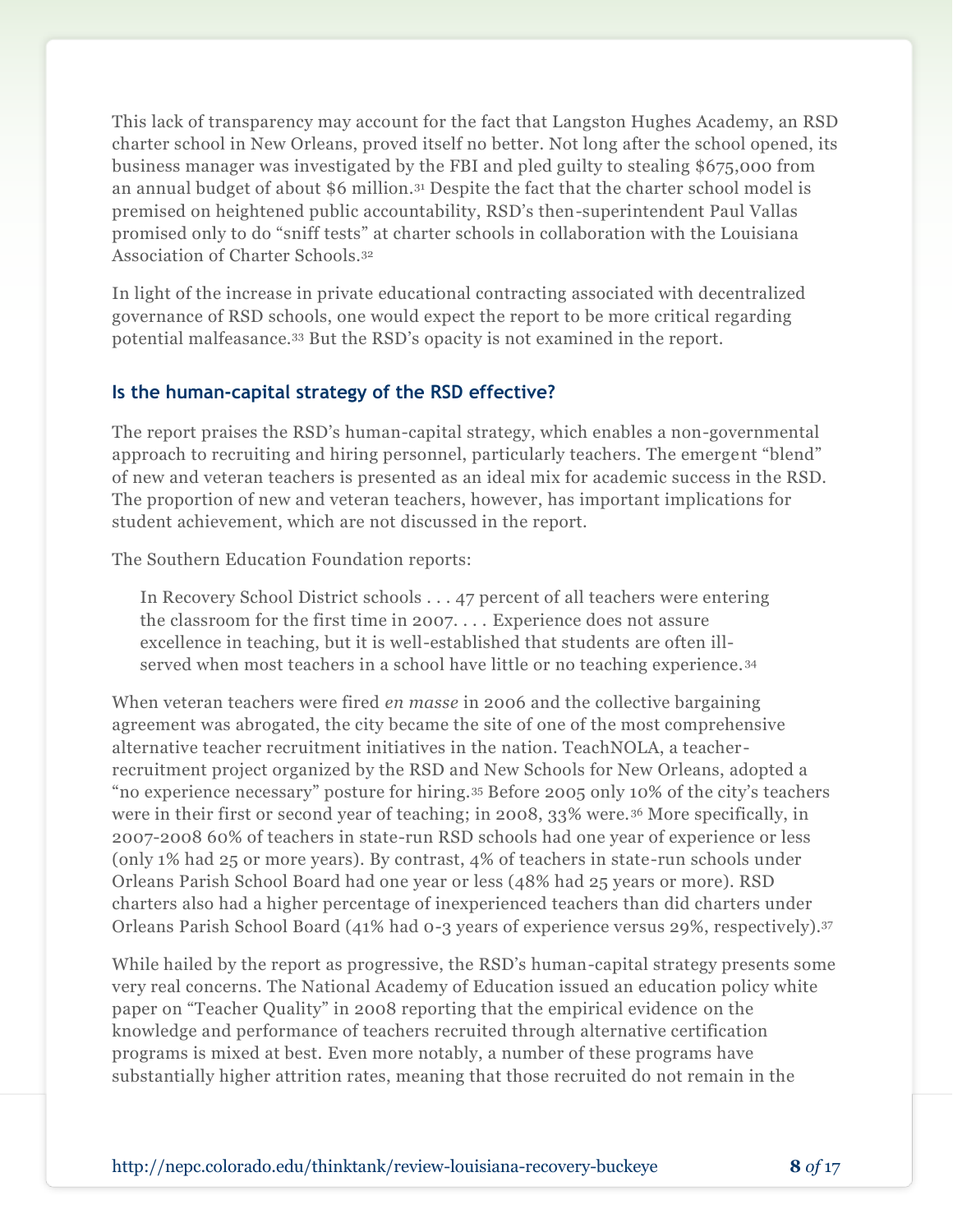This lack of transparency may account for the fact that Langston Hughes Academy, an RSD charter school in New Orleans, proved itself no better. Not long after the school opened, its business manager was investigated by the FBI and pled guilty to stealing $675,000 from an annual budget of about $6 million.[31] Despite the fact that the charter school model is premised on heightened public accountability, RSD's then-superintendent Paul Vallas promised only to do "sniff tests" at charter schools in collaboration with the Louisiana Association of Charter Schools.[32]

In light of the increase in private educational contracting associated with decentralized governance of RSD schools, one would expect the report to be more critical regarding potential malfeasance.[33] But the RSD's opacity is not examined in the report.

### Is the human-capital strategy of the RSD effective?

The report praises the RSD's human-capital strategy, which enables a non-governmental approach to recruiting and hiring personnel, particularly teachers. The emergent "blend" of new and veteran teachers is presented as an ideal mix for academic success in the RSD. The proportion of new and veteran teachers, however, has important implications for student achievement, which are not discussed in the report.

The Southern Education Foundation reports:

> In Recovery School District schools . . . 47 percent of all teachers were entering the classroom for the first time in 2007. . . . Experience does not assure excellence in teaching, but it is well-established that students are often ill-served when most teachers in a school have little or no teaching experience.[34]

When veteran teachers were fired *en masse* in 2006 and the collective bargaining agreement was abrogated, the city became the site of one of the most comprehensive alternative teacher recruitment initiatives in the nation. TeachNOLA, a teacher-recruitment project organized by the RSD and New Schools for New Orleans, adopted a "no experience necessary" posture for hiring.[35] Before 2005 only 10% of the city's teachers were in their first or second year of teaching; in 2008, 33% were.[36] More specifically, in 2007-2008 60% of teachers in state-run RSD schools had one year of experience or less (only 1% had 25 or more years). By contrast, 4% of teachers in state-run schools under Orleans Parish School Board had one year or less (48% had 25 years or more). RSD charters also had a higher percentage of inexperienced teachers than did charters under Orleans Parish School Board (41% had 0-3 years of experience versus 29%, respectively).[37]

While hailed by the report as progressive, the RSD's human-capital strategy presents some very real concerns. The National Academy of Education issued an education policy white paper on "Teacher Quality" in 2008 reporting that the empirical evidence on the knowledge and performance of teachers recruited through alternative certification programs is mixed at best. Even more notably, a number of these programs have substantially higher attrition rates, meaning that those recruited do not remain in the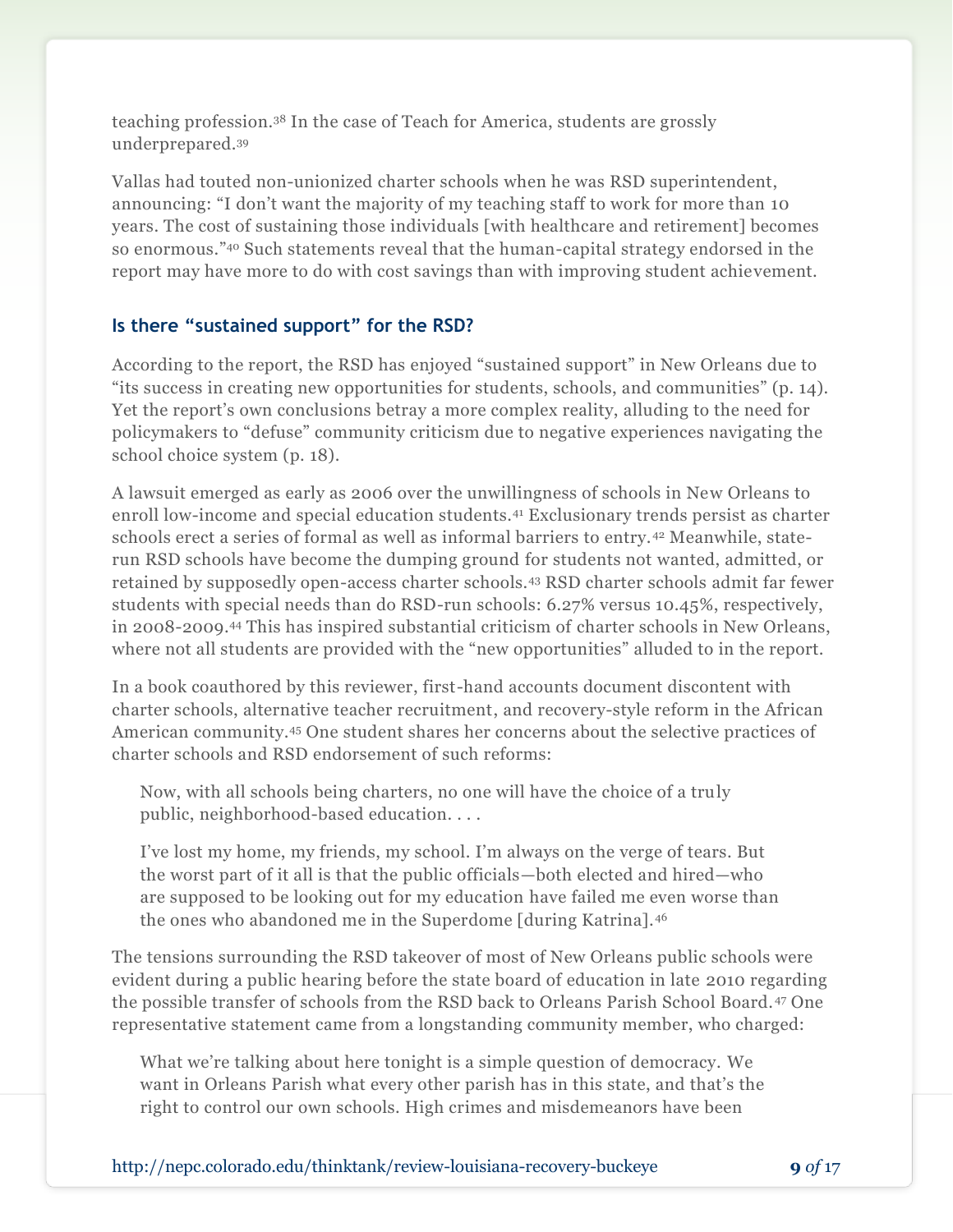teaching profession.[38] In the case of Teach for America, students are grossly underprepared.[39]

Vallas had touted non-unionized charter schools when he was RSD superintendent, announcing: "I don't want the majority of my teaching staff to work for more than 10 years. The cost of sustaining those individuals [with healthcare and retirement] becomes so enormous."[40] Such statements reveal that the human-capital strategy endorsed in the report may have more to do with cost savings than with improving student achievement.

### Is there "sustained support" for the RSD?

According to the report, the RSD has enjoyed "sustained support" in New Orleans due to "its success in creating new opportunities for students, schools, and communities" (p. 14). Yet the report's own conclusions betray a more complex reality, alluding to the need for policymakers to "defuse" community criticism due to negative experiences navigating the school choice system (p. 18).

A lawsuit emerged as early as 2006 over the unwillingness of schools in New Orleans to enroll low-income and special education students.[41] Exclusionary trends persist as charter schools erect a series of formal as well as informal barriers to entry.[42] Meanwhile, state-run RSD schools have become the dumping ground for students not wanted, admitted, or retained by supposedly open-access charter schools.[43] RSD charter schools admit far fewer students with special needs than do RSD-run schools: 6.27% versus 10.45%, respectively, in 2008-2009.[44] This has inspired substantial criticism of charter schools in New Orleans, where not all students are provided with the "new opportunities" alluded to in the report.

In a book coauthored by this reviewer, first-hand accounts document discontent with charter schools, alternative teacher recruitment, and recovery-style reform in the African American community.[45] One student shares her concerns about the selective practices of charter schools and RSD endorsement of such reforms:

> Now, with all schools being charters, no one will have the choice of a truly public, neighborhood-based education. . . .
>
> I've lost my home, my friends, my school. I'm always on the verge of tears. But the worst part of it all is that the public officials—both elected and hired—who are supposed to be looking out for my education have failed me even worse than the ones who abandoned me in the Superdome [during Katrina].[46]

The tensions surrounding the RSD takeover of most of New Orleans public schools were evident during a public hearing before the state board of education in late 2010 regarding the possible transfer of schools from the RSD back to Orleans Parish School Board.[47] One representative statement came from a longstanding community member, who charged:

> What we're talking about here tonight is a simple question of democracy. We want in Orleans Parish what every other parish has in this state, and that's the right to control our own schools. High crimes and misdemeanors have been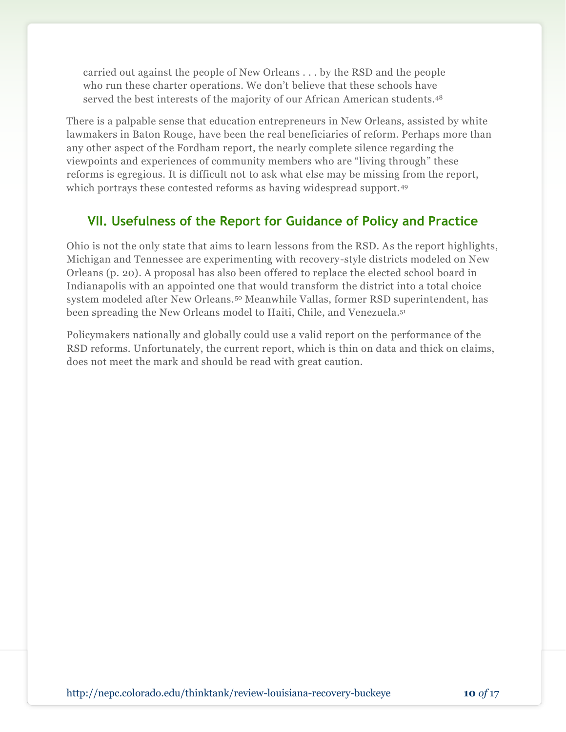> carried out against the people of New Orleans . . . by the RSD and the people who run these charter operations. We don't believe that these schools have served the best interests of the majority of our African American students.[48]

There is a palpable sense that education entrepreneurs in New Orleans, assisted by white lawmakers in Baton Rouge, have been the real beneficiaries of reform. Perhaps more than any other aspect of the Fordham report, the nearly complete silence regarding the viewpoints and experiences of community members who are "living through" these reforms is egregious. It is difficult not to ask what else may be missing from the report, which portrays these contested reforms as having widespread support.[49]

## VII. Usefulness of the Report for Guidance of Policy and Practice

Ohio is not the only state that aims to learn lessons from the RSD. As the report highlights, Michigan and Tennessee are experimenting with recovery-style districts modeled on New Orleans (p. 20). A proposal has also been offered to replace the elected school board in Indianapolis with an appointed one that would transform the district into a total choice system modeled after New Orleans.[50] Meanwhile Vallas, former RSD superintendent, has been spreading the New Orleans model to Haiti, Chile, and Venezuela.[51]

Policymakers nationally and globally could use a valid report on the performance of the RSD reforms. Unfortunately, the current report, which is thin on data and thick on claims, does not meet the mark and should be read with great caution.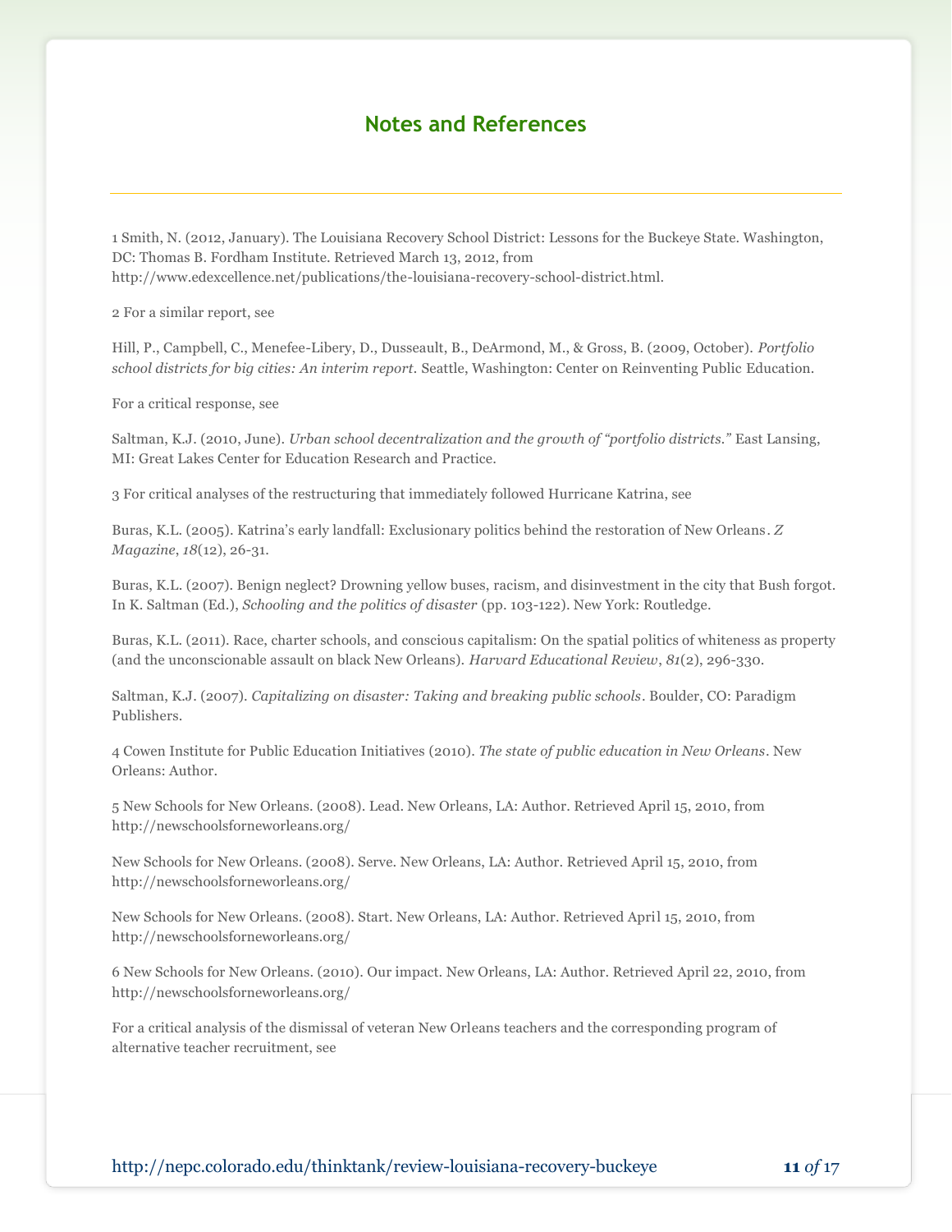## Notes and References

1 Smith, N. (2012, January). The Louisiana Recovery School District: Lessons for the Buckeye State. Washington, DC: Thomas B. Fordham Institute. Retrieved March 13, 2012, from http://www.edexcellence.net/publications/the-louisiana-recovery-school-district.html.

2 For a similar report, see

Hill, P., Campbell, C., Menefee-Libery, D., Dusseault, B., DeArmond, M., & Gross, B. (2009, October). *Portfolio school districts for big cities: An interim report*. Seattle, Washington: Center on Reinventing Public Education.

For a critical response, see

Saltman, K.J. (2010, June). *Urban school decentralization and the growth of "portfolio districts."* East Lansing, MI: Great Lakes Center for Education Research and Practice.

3 For critical analyses of the restructuring that immediately followed Hurricane Katrina, see

Buras, K.L. (2005). Katrina's early landfall: Exclusionary politics behind the restoration of New Orleans. *Z Magazine*, *18*(12), 26-31.

Buras, K.L. (2007). Benign neglect? Drowning yellow buses, racism, and disinvestment in the city that Bush forgot. In K. Saltman (Ed.), *Schooling and the politics of disaster* (pp. 103-122). New York: Routledge.

Buras, K.L. (2011). Race, charter schools, and conscious capitalism: On the spatial politics of whiteness as property (and the unconscionable assault on black New Orleans). *Harvard Educational Review*, *81*(2), 296-330.

Saltman, K.J. (2007). *Capitalizing on disaster: Taking and breaking public schools*. Boulder, CO: Paradigm Publishers.

4 Cowen Institute for Public Education Initiatives (2010). *The state of public education in New Orleans*. New Orleans: Author.

5 New Schools for New Orleans. (2008). Lead. New Orleans, LA: Author. Retrieved April 15, 2010, from http://newschoolsforneworleans.org/

New Schools for New Orleans. (2008). Serve. New Orleans, LA: Author. Retrieved April 15, 2010, from http://newschoolsforneworleans.org/

New Schools for New Orleans. (2008). Start. New Orleans, LA: Author. Retrieved April 15, 2010, from http://newschoolsforneworleans.org/

6 New Schools for New Orleans. (2010). Our impact. New Orleans, LA: Author. Retrieved April 22, 2010, from http://newschoolsforneworleans.org/

For a critical analysis of the dismissal of veteran New Orleans teachers and the corresponding program of alternative teacher recruitment, see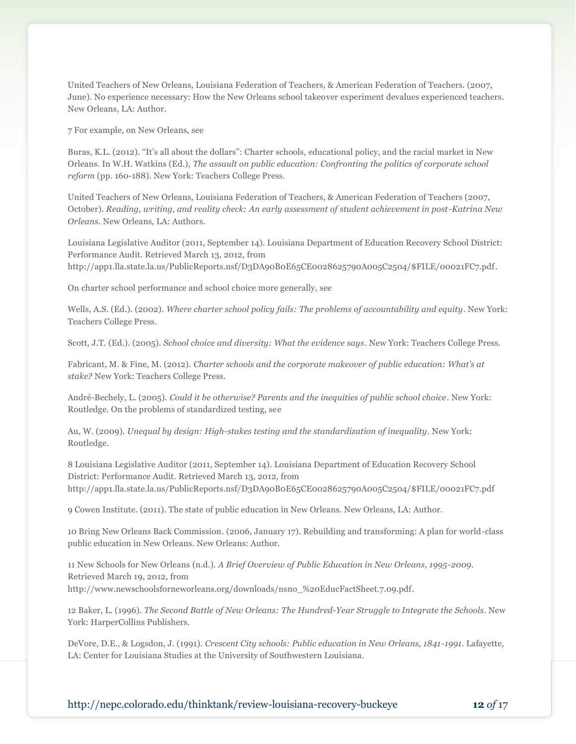United Teachers of New Orleans, Louisiana Federation of Teachers, & American Federation of Teachers. (2007, June). No experience necessary: How the New Orleans school takeover experiment devalues experienced teachers. New Orleans, LA: Author.

7 For example, on New Orleans, see

Buras, K.L. (2012). "It's all about the dollars": Charter schools, educational policy, and the racial market in New Orleans. In W.H. Watkins (Ed.), *The assault on public education: Confronting the politics of corporate school reform* (pp. 160-188). New York: Teachers College Press.

United Teachers of New Orleans, Louisiana Federation of Teachers, & American Federation of Teachers (2007, October). *Reading, writing, and reality check: An early assessment of student achievement in post-Katrina New Orleans*. New Orleans, LA: Authors.

Louisiana Legislative Auditor (2011, September 14). Louisiana Department of Education Recovery School District: Performance Audit. Retrieved March 13, 2012, from http://app1.lla.state.la.us/PublicReports.nsf/D3DA90B0E65CE0028625790A005C2504/$FILE/00021FC7.pdf.

On charter school performance and school choice more generally, see

Wells, A.S. (Ed.). (2002). *Where charter school policy fails: The problems of accountability and equity*. New York: Teachers College Press.

Scott, J.T. (Ed.). (2005). *School choice and diversity: What the evidence says*. New York: Teachers College Press.

Fabricant, M. & Fine, M. (2012). *Charter schools and the corporate makeover of public education: What's at stake?* New York: Teachers College Press.

André-Bechely, L. (2005). *Could it be otherwise? Parents and the inequities of public school choice*. New York: Routledge. On the problems of standardized testing, see

Au, W. (2009). *Unequal by design: High-stakes testing and the standardization of inequality*. New York: Routledge.

8 Louisiana Legislative Auditor (2011, September 14). Louisiana Department of Education Recovery School District: Performance Audit. Retrieved March 13, 2012, from http://app1.lla.state.la.us/PublicReports.nsf/D3DA90B0E65CE0028625790A005C2504/$FILE/00021FC7.pdf

9 Cowen Institute. (2011). The state of public education in New Orleans. New Orleans, LA: Author.

10 Bring New Orleans Back Commission. (2006, January 17). Rebuilding and transforming: A plan for world-class public education in New Orleans. New Orleans: Author.

11 New Schools for New Orleans (n.d.). *A Brief Overview of Public Education in New Orleans, 1995-2009*. Retrieved March 19, 2012, from http://www.newschoolsforneworleans.org/downloads/nsno_%20EducFactSheet.7.09.pdf.

12 Baker, L. (1996). *The Second Battle of New Orleans: The Hundred-Year Struggle to Integrate the Schools*. New York: HarperCollins Publishers.

DeVore, D.E., & Logsdon, J. (1991). *Crescent City schools: Public education in New Orleans, 1841-1991*. Lafayette, LA: Center for Louisiana Studies at the University of Southwestern Louisiana.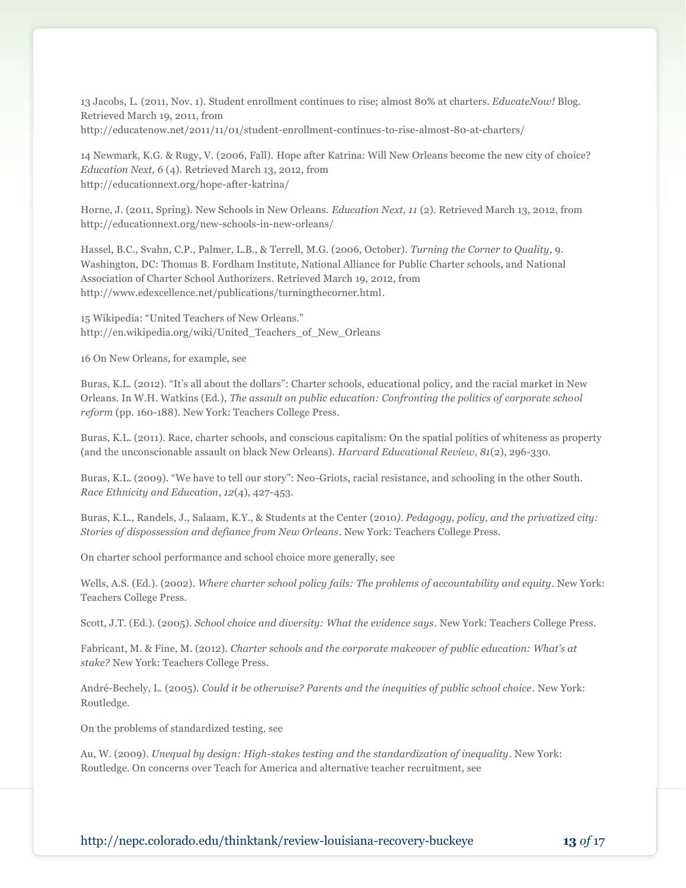13 Jacobs, L. (2011, Nov. 1). Student enrollment continues to rise; almost 80% at charters. *EducateNow!* Blog. Retrieved March 19, 2011, from http://educatenow.net/2011/11/01/student-enrollment-continues-to-rise-almost-80-at-charters/

14 Newmark, K.G. & Rugy, V. (2006, Fall). Hope after Katrina: Will New Orleans become the new city of choice? *Education Next, 6* (4). Retrieved March 13, 2012, from http://educationnext.org/hope-after-katrina/

Horne, J. (2011, Spring). New Schools in New Orleans. *Education Next, 11* (2). Retrieved March 13, 2012, from http://educationnext.org/new-schools-in-new-orleans/

Hassel, B.C., Svahn, C.P., Palmer, L.B., & Terrell, M.G. (2006, October). *Turning the Corner to Quality*, 9. Washington, DC: Thomas B. Fordham Institute, National Alliance for Public Charter schools, and National Association of Charter School Authorizers. Retrieved March 19, 2012, from http://www.edexcellence.net/publications/turningthecorner.html.

15 Wikipedia: "United Teachers of New Orleans." http://en.wikipedia.org/wiki/United_Teachers_of_New_Orleans

16 On New Orleans, for example, see

Buras, K.L. (2012). "It's all about the dollars": Charter schools, educational policy, and the racial market in New Orleans. In W.H. Watkins (Ed.), *The assault on public education: Confronting the politics of corporate school reform* (pp. 160-188). New York: Teachers College Press.

Buras, K.L. (2011). Race, charter schools, and conscious capitalism: On the spatial politics of whiteness as property (and the unconscionable assault on black New Orleans). *Harvard Educational Review*, *81*(2), 296-330.

Buras, K.L. (2009). "We have to tell our story": Neo-Griots, racial resistance, and schooling in the other South. *Race Ethnicity and Education*, *12*(4), 427-453.

Buras, K.L., Randels, J., Salaam, K.Y., & Students at the Center (2010). *Pedagogy, policy, and the privatized city: Stories of dispossession and defiance from New Orleans*. New York: Teachers College Press.

On charter school performance and school choice more generally, see

Wells, A.S. (Ed.). (2002). *Where charter school policy fails: The problems of accountability and equity*. New York: Teachers College Press.

Scott, J.T. (Ed.). (2005). *School choice and diversity: What the evidence says*. New York: Teachers College Press.

Fabricant, M. & Fine, M. (2012). *Charter schools and the corporate makeover of public education: What's at stake?* New York: Teachers College Press.

André-Bechely, L. (2005). *Could it be otherwise? Parents and the inequities of public school choice*. New York: Routledge.

On the problems of standardized testing, see

Au, W. (2009). *Unequal by design: High-stakes testing and the standardization of inequality*. New York: Routledge. On concerns over Teach for America and alternative teacher recruitment, see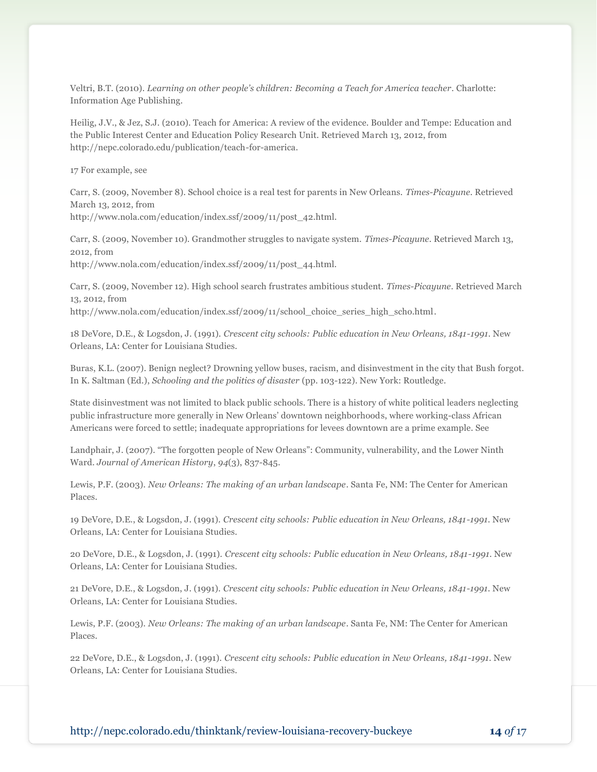Veltri, B.T. (2010). *Learning on other people's children: Becoming a Teach for America teacher*. Charlotte: Information Age Publishing.

Heilig, J.V., & Jez, S.J. (2010). Teach for America: A review of the evidence. Boulder and Tempe: Education and the Public Interest Center and Education Policy Research Unit. Retrieved March 13, 2012, from http://nepc.colorado.edu/publication/teach-for-america.

17 For example, see

Carr, S. (2009, November 8). School choice is a real test for parents in New Orleans. *Times-Picayune*. Retrieved March 13, 2012, from http://www.nola.com/education/index.ssf/2009/11/post_42.html.

Carr, S. (2009, November 10). Grandmother struggles to navigate system. *Times-Picayune*. Retrieved March 13, 2012, from http://www.nola.com/education/index.ssf/2009/11/post_44.html.

Carr, S. (2009, November 12). High school search frustrates ambitious student. *Times-Picayune*. Retrieved March 13, 2012, from http://www.nola.com/education/index.ssf/2009/11/school_choice_series_high_scho.html.

18 DeVore, D.E., & Logsdon, J. (1991). *Crescent city schools: Public education in New Orleans, 1841-1991*. New Orleans, LA: Center for Louisiana Studies.

Buras, K.L. (2007). Benign neglect? Drowning yellow buses, racism, and disinvestment in the city that Bush forgot. In K. Saltman (Ed.), *Schooling and the politics of disaster* (pp. 103-122). New York: Routledge.

State disinvestment was not limited to black public schools. There is a history of white political leaders neglecting public infrastructure more generally in New Orleans' downtown neighborhoods, where working-class African Americans were forced to settle; inadequate appropriations for levees downtown are a prime example. See

Landphair, J. (2007). "The forgotten people of New Orleans": Community, vulnerability, and the Lower Ninth Ward. *Journal of American History*, *94*(3), 837-845.

Lewis, P.F. (2003). *New Orleans: The making of an urban landscape*. Santa Fe, NM: The Center for American Places.

19 DeVore, D.E., & Logsdon, J. (1991). *Crescent city schools: Public education in New Orleans, 1841-1991*. New Orleans, LA: Center for Louisiana Studies.

20 DeVore, D.E., & Logsdon, J. (1991). *Crescent city schools: Public education in New Orleans, 1841-1991*. New Orleans, LA: Center for Louisiana Studies.

21 DeVore, D.E., & Logsdon, J. (1991). *Crescent city schools: Public education in New Orleans, 1841-1991*. New Orleans, LA: Center for Louisiana Studies.

Lewis, P.F. (2003). *New Orleans: The making of an urban landscape*. Santa Fe, NM: The Center for American Places.

22 DeVore, D.E., & Logsdon, J. (1991). *Crescent city schools: Public education in New Orleans, 1841-1991*. New Orleans, LA: Center for Louisiana Studies.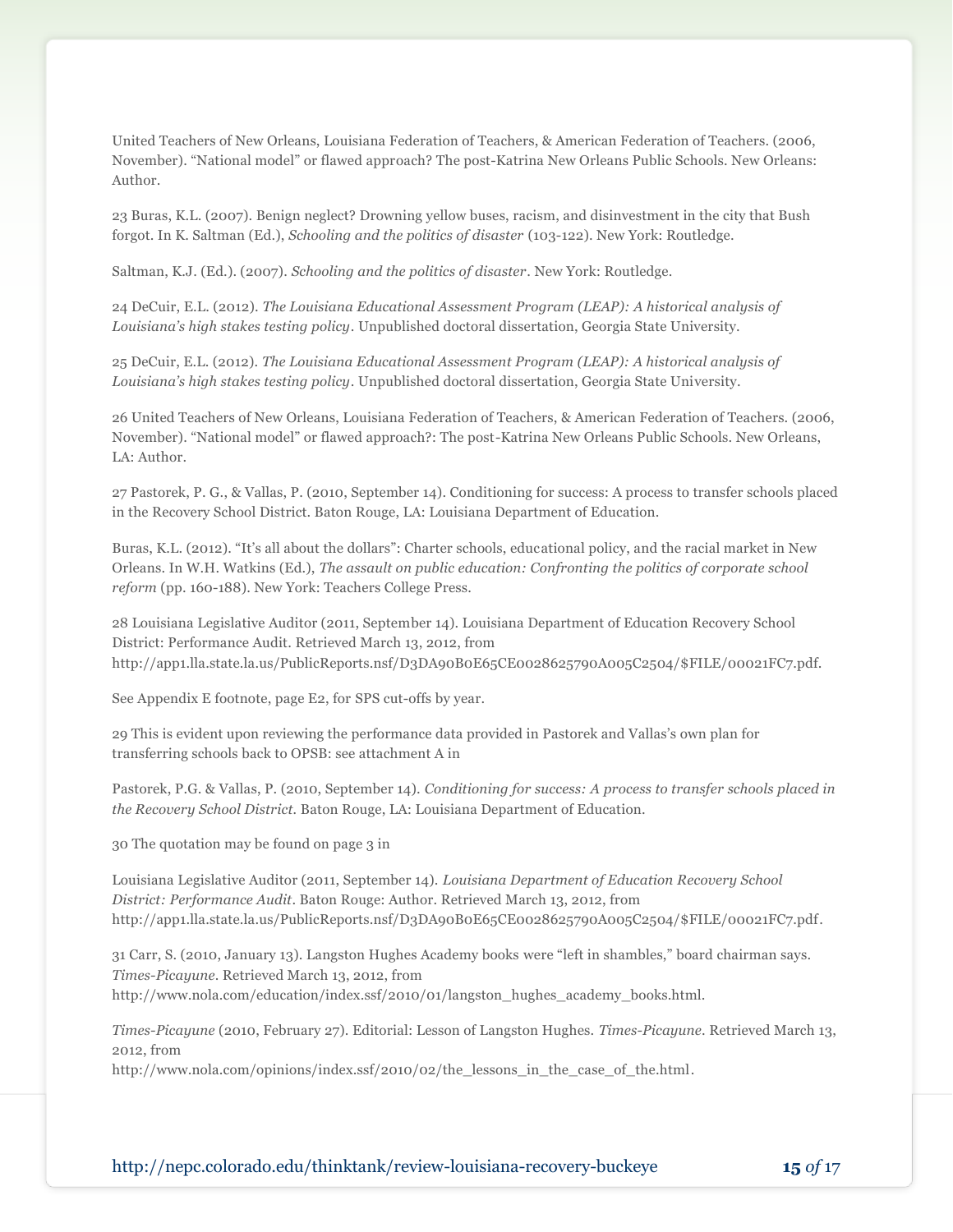United Teachers of New Orleans, Louisiana Federation of Teachers, & American Federation of Teachers. (2006, November). "National model" or flawed approach? The post-Katrina New Orleans Public Schools. New Orleans: Author.

23 Buras, K.L. (2007). Benign neglect? Drowning yellow buses, racism, and disinvestment in the city that Bush forgot. In K. Saltman (Ed.), *Schooling and the politics of disaster* (103-122). New York: Routledge.

Saltman, K.J. (Ed.). (2007). *Schooling and the politics of disaster*. New York: Routledge.

24 DeCuir, E.L. (2012). *The Louisiana Educational Assessment Program (LEAP): A historical analysis of Louisiana's high stakes testing policy*. Unpublished doctoral dissertation, Georgia State University.

25 DeCuir, E.L. (2012). *The Louisiana Educational Assessment Program (LEAP): A historical analysis of Louisiana's high stakes testing policy*. Unpublished doctoral dissertation, Georgia State University.

26 United Teachers of New Orleans, Louisiana Federation of Teachers, & American Federation of Teachers. (2006, November). "National model" or flawed approach?: The post-Katrina New Orleans Public Schools. New Orleans, LA: Author.

27 Pastorek, P. G., & Vallas, P. (2010, September 14). Conditioning for success: A process to transfer schools placed in the Recovery School District. Baton Rouge, LA: Louisiana Department of Education.

Buras, K.L. (2012). "It's all about the dollars": Charter schools, educational policy, and the racial market in New Orleans. In W.H. Watkins (Ed.), *The assault on public education: Confronting the politics of corporate school reform* (pp. 160-188). New York: Teachers College Press.

28 Louisiana Legislative Auditor (2011, September 14). Louisiana Department of Education Recovery School District: Performance Audit. Retrieved March 13, 2012, from http://app1.lla.state.la.us/PublicReports.nsf/D3DA90B0E65CE0028625790A005C2504/$FILE/00021FC7.pdf.

See Appendix E footnote, page E2, for SPS cut-offs by year.

29 This is evident upon reviewing the performance data provided in Pastorek and Vallas's own plan for transferring schools back to OPSB: see attachment A in

Pastorek, P.G. & Vallas, P. (2010, September 14). *Conditioning for success: A process to transfer schools placed in the Recovery School District*. Baton Rouge, LA: Louisiana Department of Education.

30 The quotation may be found on page 3 in

Louisiana Legislative Auditor (2011, September 14). *Louisiana Department of Education Recovery School District: Performance Audit*. Baton Rouge: Author. Retrieved March 13, 2012, from http://app1.lla.state.la.us/PublicReports.nsf/D3DA90B0E65CE0028625790A005C2504/$FILE/00021FC7.pdf.

31 Carr, S. (2010, January 13). Langston Hughes Academy books were "left in shambles," board chairman says. *Times-Picayune*. Retrieved March 13, 2012, from http://www.nola.com/education/index.ssf/2010/01/langston_hughes_academy_books.html.

*Times-Picayune* (2010, February 27). Editorial: Lesson of Langston Hughes. *Times-Picayune*. Retrieved March 13, 2012, from http://www.nola.com/opinions/index.ssf/2010/02/the_lessons_in_the_case_of_the.html.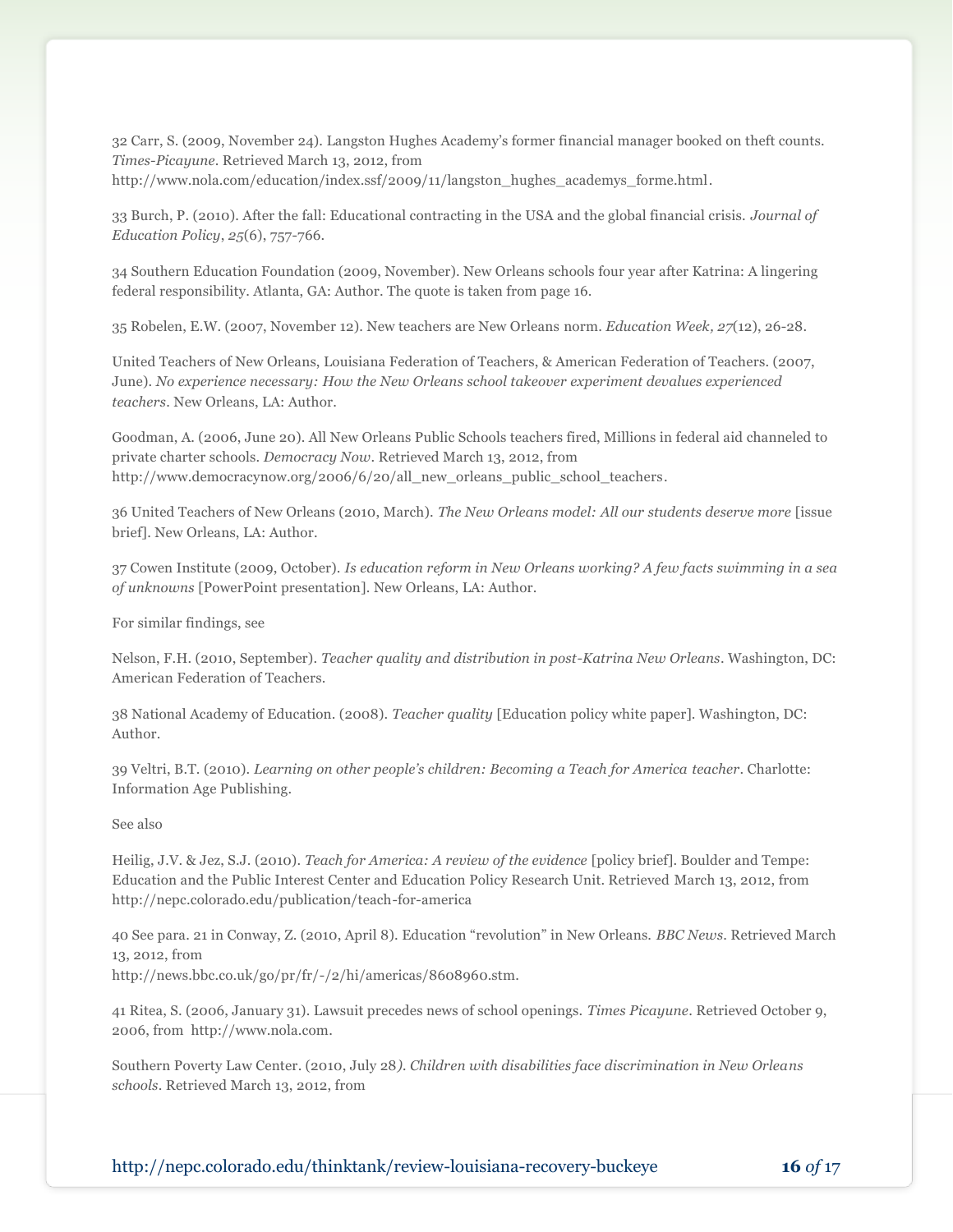32 Carr, S. (2009, November 24). Langston Hughes Academy's former financial manager booked on theft counts. *Times-Picayune*. Retrieved March 13, 2012, from http://www.nola.com/education/index.ssf/2009/11/langston_hughes_academys_forme.html.

33 Burch, P. (2010). After the fall: Educational contracting in the USA and the global financial crisis. *Journal of Education Policy*, *25*(6), 757-766.

34 Southern Education Foundation (2009, November). New Orleans schools four year after Katrina: A lingering federal responsibility. Atlanta, GA: Author. The quote is taken from page 16.

35 Robelen, E.W. (2007, November 12). New teachers are New Orleans norm. *Education Week, 27*(12), 26-28.

United Teachers of New Orleans, Louisiana Federation of Teachers, & American Federation of Teachers. (2007, June). *No experience necessary: How the New Orleans school takeover experiment devalues experienced teachers*. New Orleans, LA: Author.

Goodman, A. (2006, June 20). All New Orleans Public Schools teachers fired, Millions in federal aid channeled to private charter schools. *Democracy Now*. Retrieved March 13, 2012, from http://www.democracynow.org/2006/6/20/all_new_orleans_public_school_teachers.

36 United Teachers of New Orleans (2010, March). *The New Orleans model: All our students deserve more* [issue brief]. New Orleans, LA: Author.

37 Cowen Institute (2009, October). *Is education reform in New Orleans working? A few facts swimming in a sea of unknowns* [PowerPoint presentation]. New Orleans, LA: Author.

For similar findings, see

Nelson, F.H. (2010, September). *Teacher quality and distribution in post-Katrina New Orleans*. Washington, DC: American Federation of Teachers.

38 National Academy of Education. (2008). *Teacher quality* [Education policy white paper]. Washington, DC: Author.

39 Veltri, B.T. (2010). *Learning on other people's children: Becoming a Teach for America teacher*. Charlotte: Information Age Publishing.

See also

Heilig, J.V. & Jez, S.J. (2010). *Teach for America: A review of the evidence* [policy brief]. Boulder and Tempe: Education and the Public Interest Center and Education Policy Research Unit. Retrieved March 13, 2012, from http://nepc.colorado.edu/publication/teach-for-america

40 See para. 21 in Conway, Z. (2010, April 8). Education "revolution" in New Orleans. *BBC News*. Retrieved March 13, 2012, from http://news.bbc.co.uk/go/pr/fr/-/2/hi/americas/8608960.stm.

41 Ritea, S. (2006, January 31). Lawsuit precedes news of school openings. *Times Picayune*. Retrieved October 9, 2006, from http://www.nola.com.

Southern Poverty Law Center. (2010, July 28). *Children with disabilities face discrimination in New Orleans schools*. Retrieved March 13, 2012, from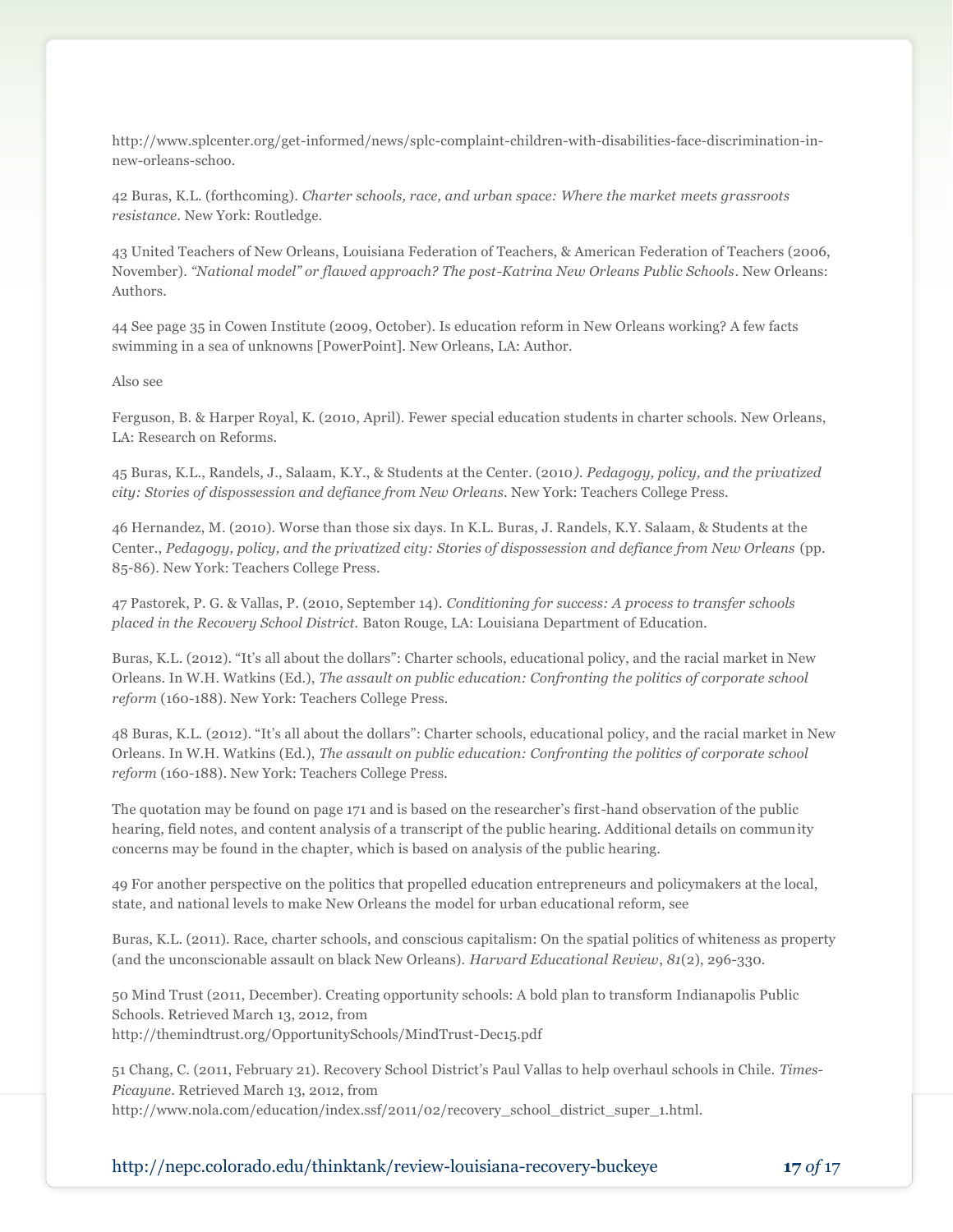http://www.splcenter.org/get-informed/news/splc-complaint-children-with-disabilities-face-discrimination-in-new-orleans-schoo.

42 Buras, K.L. (forthcoming). *Charter schools, race, and urban space: Where the market meets grassroots resistance*. New York: Routledge.

43 United Teachers of New Orleans, Louisiana Federation of Teachers, & American Federation of Teachers (2006, November). *"National model" or flawed approach? The post-Katrina New Orleans Public Schools*. New Orleans: Authors.

44 See page 35 in Cowen Institute (2009, October). Is education reform in New Orleans working? A few facts swimming in a sea of unknowns [PowerPoint]. New Orleans, LA: Author.

Also see

Ferguson, B. & Harper Royal, K. (2010, April). Fewer special education students in charter schools. New Orleans, LA: Research on Reforms.

45 Buras, K.L., Randels, J., Salaam, K.Y., & Students at the Center. (2010*). Pedagogy, policy, and the privatized city: Stories of dispossession and defiance from New Orleans*. New York: Teachers College Press.

46 Hernandez, M. (2010). Worse than those six days. In K.L. Buras, J. Randels, K.Y. Salaam, & Students at the Center., *Pedagogy, policy, and the privatized city: Stories of dispossession and defiance from New Orleans* (pp. 85-86). New York: Teachers College Press.

47 Pastorek, P. G. & Vallas, P. (2010, September 14). *Conditioning for success: A process to transfer schools placed in the Recovery School District.* Baton Rouge, LA: Louisiana Department of Education.

Buras, K.L. (2012). "It's all about the dollars": Charter schools, educational policy, and the racial market in New Orleans. In W.H. Watkins (Ed.), *The assault on public education: Confronting the politics of corporate school reform* (160-188). New York: Teachers College Press.

48 Buras, K.L. (2012). "It's all about the dollars": Charter schools, educational policy, and the racial market in New Orleans. In W.H. Watkins (Ed.), *The assault on public education: Confronting the politics of corporate school reform* (160-188). New York: Teachers College Press.

The quotation may be found on page 171 and is based on the researcher's first-hand observation of the public hearing, field notes, and content analysis of a transcript of the public hearing. Additional details on community concerns may be found in the chapter, which is based on analysis of the public hearing.

49 For another perspective on the politics that propelled education entrepreneurs and policymakers at the local, state, and national levels to make New Orleans the model for urban educational reform, see

Buras, K.L. (2011). Race, charter schools, and conscious capitalism: On the spatial politics of whiteness as property (and the unconscionable assault on black New Orleans). *Harvard Educational Review*, *81*(2), 296-330.

50 Mind Trust (2011, December). Creating opportunity schools: A bold plan to transform Indianapolis Public Schools. Retrieved March 13, 2012, from http://themindtrust.org/OpportunitySchools/MindTrust-Dec15.pdf

51 Chang, C. (2011, February 21). Recovery School District's Paul Vallas to help overhaul schools in Chile. *Times-Picayune*. Retrieved March 13, 2012, from http://www.nola.com/education/index.ssf/2011/02/recovery_school_district_super_1.html.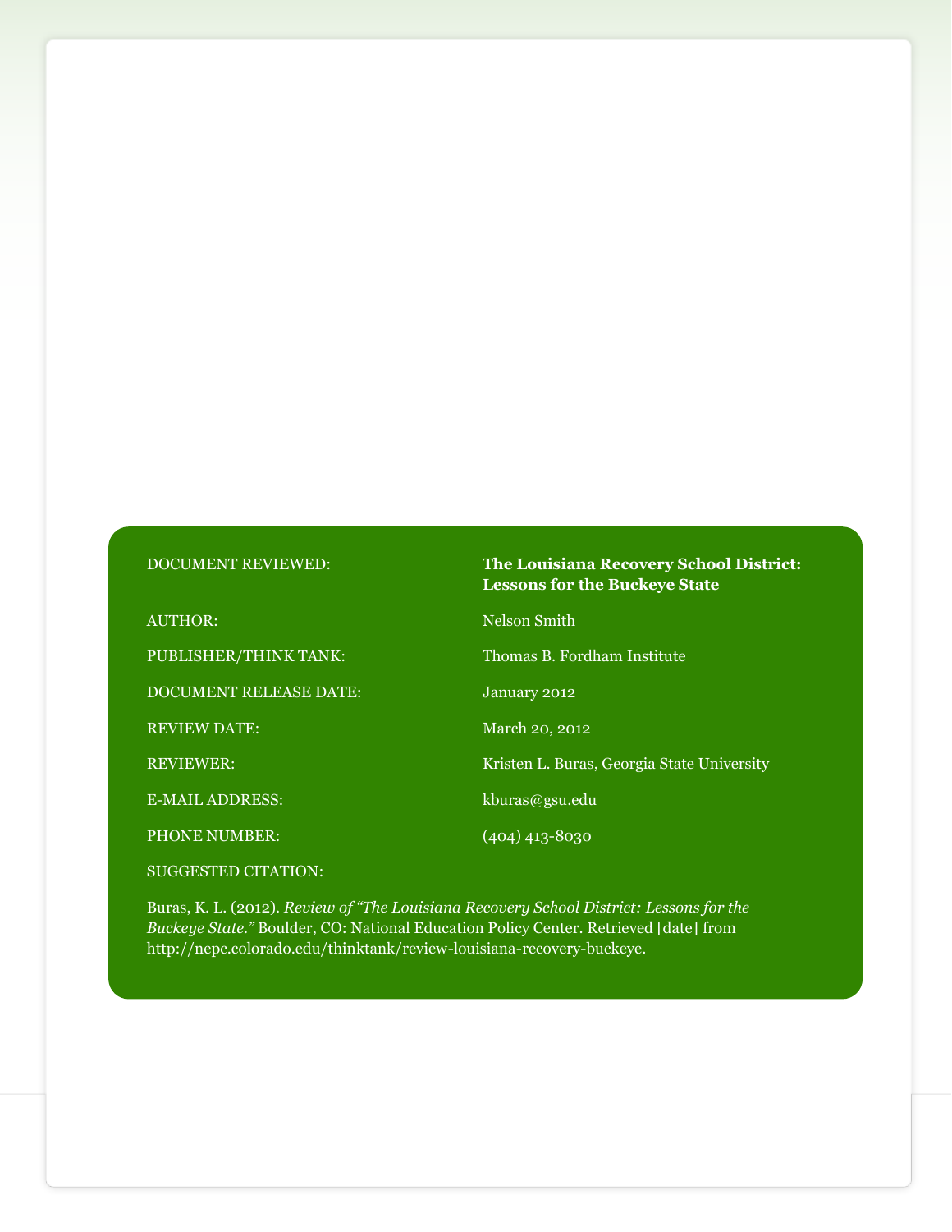| | |
|---|---|
| DOCUMENT REVIEWED: | **The Louisiana Recovery School District: Lessons for the Buckeye State** |
| AUTHOR: | Nelson Smith |
| PUBLISHER/THINK TANK: | Thomas B. Fordham Institute |
| DOCUMENT RELEASE DATE: | January 2012 |
| REVIEW DATE: | March 20, 2012 |
| REVIEWER: | Kristen L. Buras, Georgia State University |
| E-MAIL ADDRESS: | kburas@gsu.edu |
| PHONE NUMBER: | (404) 413-8030 |

SUGGESTED CITATION:

Buras, K. L. (2012). *Review of "The Louisiana Recovery School District: Lessons for the Buckeye State."* Boulder, CO: National Education Policy Center. Retrieved [date] from http://nepc.colorado.edu/thinktank/review-louisiana-recovery-buckeye.